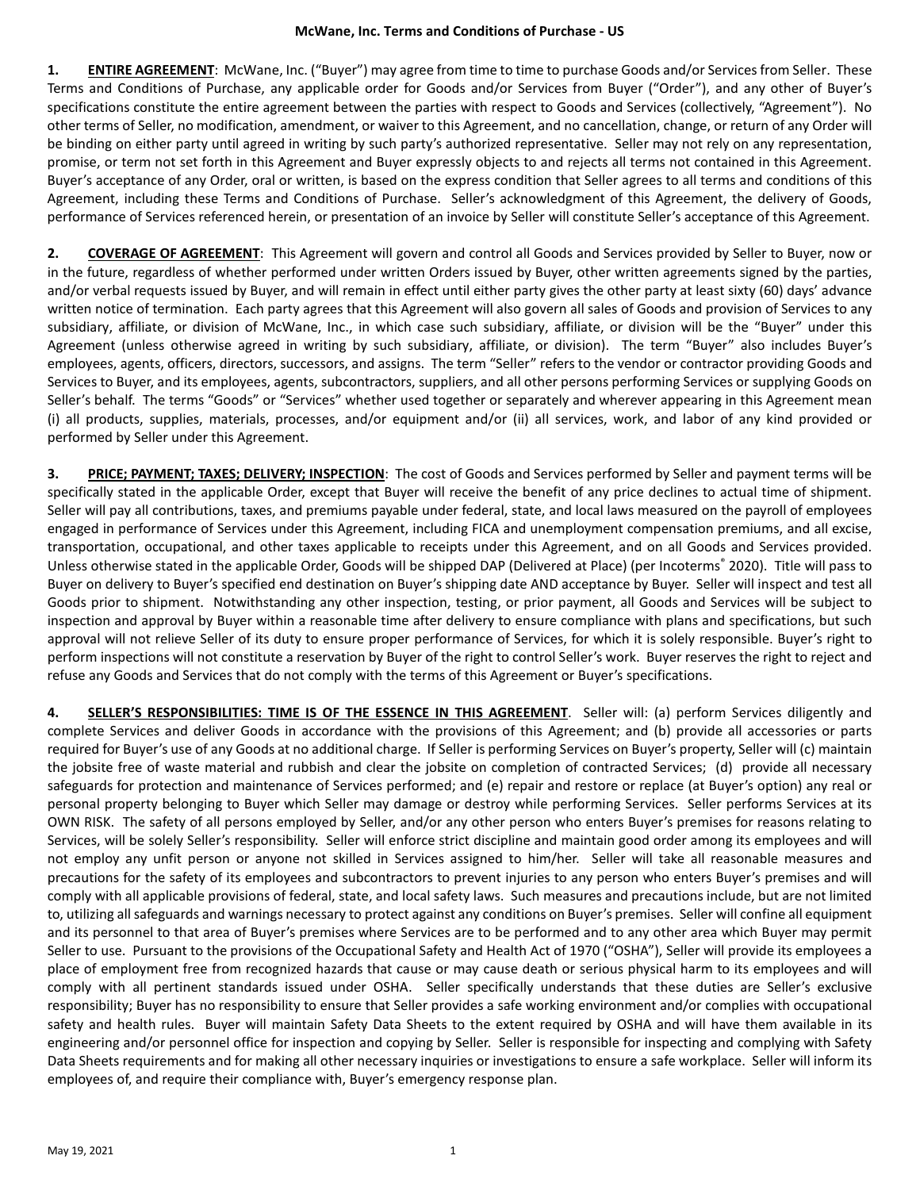# McWane, Inc. Terms and Conditions of Purchase - US

**1. ENTIRE AGREEMENT**: McWane, Inc. ("Buyer") may agree from time to time to purchase Goods and/or Services from Seller. These Terms and Conditions of Purchase, any applicable order for Goods and/or Services from Buyer ("Order"), and any other of Buyer's specifications constitute the entire agreement between the parties with respect to Goods and Services (collectively, "Agreement"). No other terms of Seller, no modification, amendment, or waiver to this Agreement, and no cancellation, change, or return of any Order will be binding on either party until agreed in writing by such party's authorized representative. Seller may not rely on any representation, promise, or term not set forth in this Agreement and Buyer expressly objects to and rejects all terms not contained in this Agreement. Buyer's acceptance of any Order, oral or written, is based on the express condition that Seller agrees to all terms and conditions of this Agreement, including these Terms and Conditions of Purchase. Seller's acknowledgment of this Agreement, the delivery of Goods, performance of Services referenced herein, or presentation of an invoice by Seller will constitute Seller's acceptance of this Agreement.

**2. COVERAGE OF AGREEMENT**: This Agreement will govern and control all Goods and Services provided by Seller to Buyer, now or in the future, regardless of whether performed under written Orders issued by Buyer, other written agreements signed by the parties, and/or verbal requests issued by Buyer, and will remain in effect until either party gives the other party at least sixty (60) days' advance written notice of termination. Each party agrees that this Agreement will also govern all sales of Goods and provision of Services to any subsidiary, affiliate, or division of McWane, Inc., in which case such subsidiary, affiliate, or division will be the "Buyer" under this Agreement (unless otherwise agreed in writing by such subsidiary, affiliate, or division). The term "Buyer" also includes Buyer's employees, agents, officers, directors, successors, and assigns. The term "Seller" refers to the vendor or contractor providing Goods and Services to Buyer, and its employees, agents, subcontractors, suppliers, and all other persons performing Services or supplying Goods on Seller's behalf. The terms "Goods" or "Services" whether used together or separately and wherever appearing in this Agreement mean (i) all products, supplies, materials, processes, and/or equipment and/or (ii) all services, work, and labor of any kind provided or performed by Seller under this Agreement.

**3. PRICE; PAYMENT; TAXES; DELIVERY; INSPECTION**: The cost of Goods and Services performed by Seller and payment terms will be specifically stated in the applicable Order, except that Buyer will receive the benefit of any price declines to actual time of shipment. Seller will pay all contributions, taxes, and premiums payable under federal, state, and local laws measured on the payroll of employees engaged in performance of Services under this Agreement, including FICA and unemployment compensation premiums, and all excise, transportation, occupational, and other taxes applicable to receipts under this Agreement, and on all Goods and Services provided. Unless otherwise stated in the applicable Order, Goods will be shipped DAP (Delivered at Place) (per Incoterms® 2020). Title will pass to Buyer on delivery to Buyer's specified end destination on Buyer's shipping date AND acceptance by Buyer. Seller will inspect and test all Goods prior to shipment. Notwithstanding any other inspection, testing, or prior payment, all Goods and Services will be subject to inspection and approval by Buyer within a reasonable time after delivery to ensure compliance with plans and specifications, but such approval will not relieve Seller of its duty to ensure proper performance of Services, for which it is solely responsible. Buyer's right to perform inspections will not constitute a reservation by Buyer of the right to control Seller's work. Buyer reserves the right to reject and refuse any Goods and Services that do not comply with the terms of this Agreement or Buyer's specifications.

**4. SELLER'S RESPONSIBILITIES: TIME IS OF THE ESSENCE IN THIS AGREEMENT**. Seller will: (a) perform Services diligently and complete Services and deliver Goods in accordance with the provisions of this Agreement; and (b) provide all accessories or parts required for Buyer's use of any Goods at no additional charge. If Seller is performing Services on Buyer's property, Seller will (c) maintain the jobsite free of waste material and rubbish and clear the jobsite on completion of contracted Services; (d) provide all necessary safeguards for protection and maintenance of Services performed; and (e) repair and restore or replace (at Buyer's option) any real or personal property belonging to Buyer which Seller may damage or destroy while performing Services. Seller performs Services at its OWN RISK. The safety of all persons employed by Seller, and/or any other person who enters Buyer's premises for reasons relating to Services, will be solely Seller's responsibility. Seller will enforce strict discipline and maintain good order among its employees and will not employ any unfit person or anyone not skilled in Services assigned to him/her. Seller will take all reasonable measures and precautions for the safety of its employees and subcontractors to prevent injuries to any person who enters Buyer's premises and will comply with all applicable provisions of federal, state, and local safety laws. Such measures and precautions include, but are not limited to, utilizing all safeguards and warnings necessary to protect against any conditions on Buyer's premises. Seller will confine all equipment and its personnel to that area of Buyer's premises where Services are to be performed and to any other area which Buyer may permit Seller to use. Pursuant to the provisions of the Occupational Safety and Health Act of 1970 ("OSHA"), Seller will provide its employees a place of employment free from recognized hazards that cause or may cause death or serious physical harm to its employees and will comply with all pertinent standards issued under OSHA. Seller specifically understands that these duties are Seller's exclusive responsibility; Buyer has no responsibility to ensure that Seller provides a safe working environment and/or complies with occupational safety and health rules. Buyer will maintain Safety Data Sheets to the extent required by OSHA and will have them available in its engineering and/or personnel office for inspection and copying by Seller. Seller is responsible for inspecting and complying with Safety Data Sheets requirements and for making all other necessary inquiries or investigations to ensure a safe workplace. Seller will inform its employees of, and require their compliance with, Buyer's emergency response plan.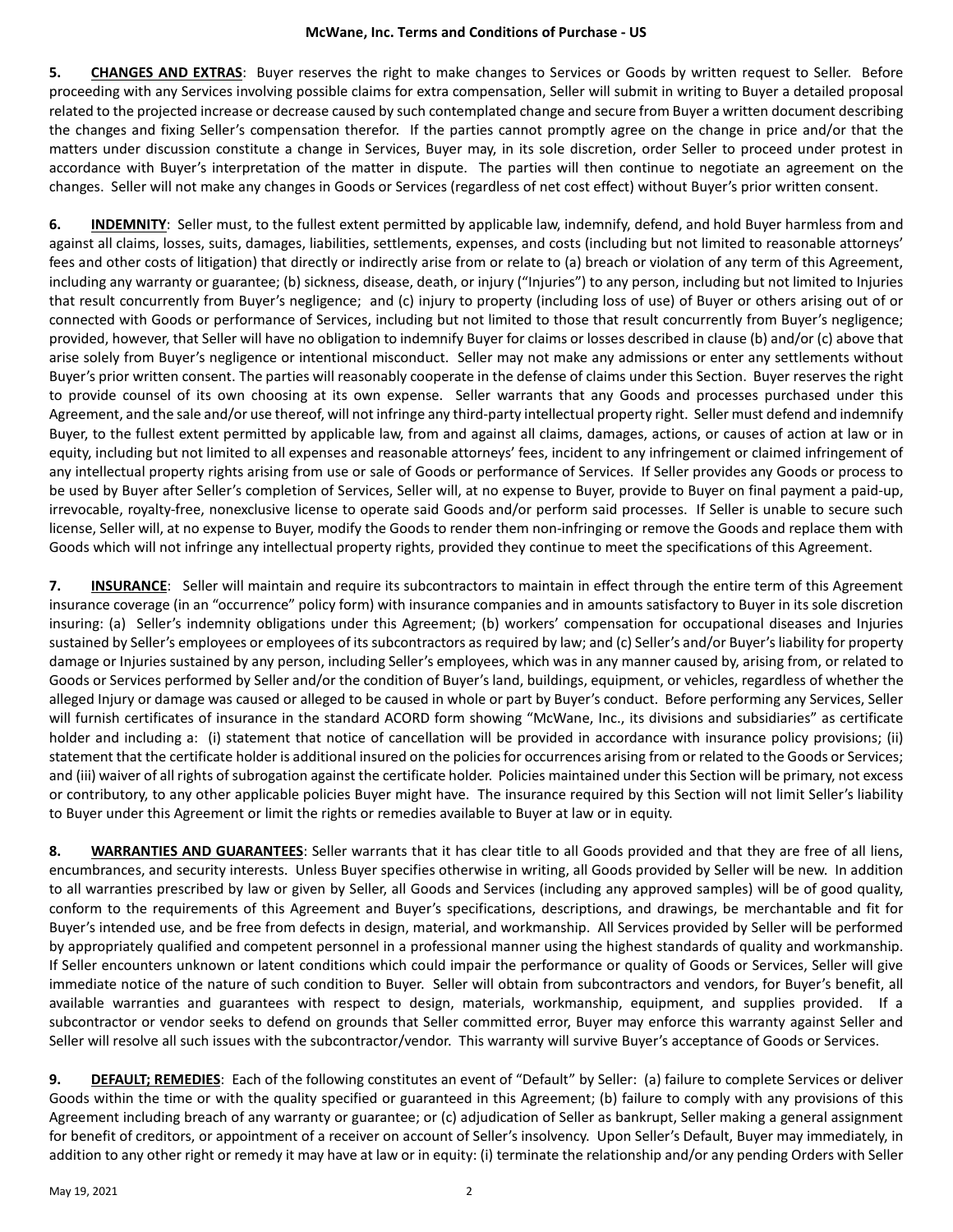**5. <u>CHANGES AND EXTRAS</u>**: Buyer reserves the right to make changes to Services or Goods by written request to Seller. Before proceeding with any Services involving possible claims for extra compensation, Seller will submit in writing to Buyer a detailed proposal related to the projected increase or decrease caused by such contemplated change and secure from Buyer a written document describing the changes and fixing Seller's compensation therefor. If the parties cannot promptly agree on the change in price and/or that the matters under discussion constitute a change in Services, Buyer may, in its sole discretion, order Seller to proceed under protest in accordance with Buyer's interpretation of the matter in dispute. The parties will then continue to negotiate an agreement on the changes. Seller will not make any changes in Goods or Services (regardless of net cost effect) without Buyer's prior written consent.

**6. <u>INDEMNITY</u>**: Seller must, to the fullest extent permitted by applicable law, indemnify, defend, and hold Buyer harmless from and against all claims, losses, suits, damages, liabilities, settlements, expenses, and costs (including but not limited to reasonable attorneys' fees and other costs of litigation) that directly or indirectly arise from or relate to (a) breach or violation of any term of this Agreement, including any warranty or guarantee; (b) sickness, disease, death, or injury ("Injuries") to any person, including but not limited to Injuries that result concurrently from Buyer's negligence; and (c) injury to property (including loss of use) of Buyer or others arising out of or connected with Goods or performance of Services, including but not limited to those that result concurrently from Buyer's negligence; provided, however, that Seller will have no obligation to indemnify Buyer for claims or losses described in clause (b) and/or (c) above that arise solely from Buyer's negligence or intentional misconduct. Seller may not make any admissions or enter any settlements without Buyer's prior written consent. The parties will reasonably cooperate in the defense of claims under this Section. Buyer reserves the right to provide counsel of its own choosing at its own expense. Seller warrants that any Goods and processes purchased under this Agreement, and the sale and/or use thereof, will not infringe any third-party intellectual property right. Seller must defend and indemnify Buyer, to the fullest extent permitted by applicable law, from and against all claims, damages, actions, or causes of action at law or in equity, including but not limited to all expenses and reasonable attorneys' fees, incident to any infringement or claimed infringement of any intellectual property rights arising from use or sale of Goods or performance of Services. If Seller provides any Goods or process to be used by Buyer after Seller's completion of Services, Seller will, at no expense to Buyer, provide to Buyer on final payment a paid-up, irrevocable, royalty-free, nonexclusive license to operate said Goods and/or perform said processes. If Seller is unable to secure such license, Seller will, at no expense to Buyer, modify the Goods to render them non-infringing or remove the Goods and replace them with Goods which will not infringe any intellectual property rights, provided they continue to meet the specifications of this Agreement.

**7. <u>INSURANCE</u>**: Seller will maintain and require its subcontractors to maintain in effect through the entire term of this Agreement insurance coverage (in an "occurrence" policy form) with insurance companies and in amounts satisfactory to Buyer in its sole discretion insuring: (a) Seller's indemnity obligations under this Agreement; (b) workers' compensation for occupational diseases and Injuries sustained by Seller's employees or employees of its subcontractors as required by law; and (c) Seller's and/or Buyer's liability for property damage or Injuries sustained by any person, including Seller's employees, which was in any manner caused by, arising from, or related to Goods or Services performed by Seller and/or the condition of Buyer's land, buildings, equipment, or vehicles, regardless of whether the alleged Injury or damage was caused or alleged to be caused in whole or part by Buyer's conduct. Before performing any Services, Seller will furnish certificates of insurance in the standard ACORD form showing "McWane, Inc., its divisions and subsidiaries" as certificate holder and including a: (i) statement that notice of cancellation will be provided in accordance with insurance policy provisions; (ii) statement that the certificate holder is additional insured on the policies for occurrences arising from or related to the Goods or Services; and (iii) waiver of all rights of subrogation against the certificate holder. Policies maintained under this Section will be primary, not excess or contributory, to any other applicable policies Buyer might have. The insurance required by this Section will not limit Seller's liability to Buyer under this Agreement or limit the rights or remedies available to Buyer at law or in equity.

**8. <u>WARRANTIES AND GUARANTEES</u>**: Seller warrants that it has clear title to all Goods provided and that they are free of all liens, encumbrances, and security interests. Unless Buyer specifies otherwise in writing, all Goods provided by Seller will be new. In addition to all warranties prescribed by law or given by Seller, all Goods and Services (including any approved samples) will be of good quality, conform to the requirements of this Agreement and Buyer's specifications, descriptions, and drawings, be merchantable and fit for Buyer's intended use, and be free from defects in design, material, and workmanship. All Services provided by Seller will be performed by appropriately qualified and competent personnel in a professional manner using the highest standards of quality and workmanship. If Seller encounters unknown or latent conditions which could impair the performance or quality of Goods or Services, Seller will give immediate notice of the nature of such condition to Buyer. Seller will obtain from subcontractors and vendors, for Buyer's benefit, all available warranties and guarantees with respect to design, materials, workmanship, equipment, and supplies provided. If a subcontractor or vendor seeks to defend on grounds that Seller committed error, Buyer may enforce this warranty against Seller and Seller will resolve all such issues with the subcontractor/vendor. This warranty will survive Buyer's acceptance of Goods or Services.

**9. <u>DEFAULT; REMEDIES</u>**: Each of the following constitutes an event of "Default" by Seller: (a) failure to complete Services or deliver Goods within the time or with the quality specified or guaranteed in this Agreement; (b) failure to comply with any provisions of this Agreement including breach of any warranty or guarantee; or (c) adjudication of Seller as bankrupt, Seller making a general assignment for benefit of creditors, or appointment of a receiver on account of Seller's insolvency. Upon Seller's Default, Buyer may immediately, in addition to any other right or remedy it may have at law or in equity: (i) terminate the relationship and/or any pending Orders with Seller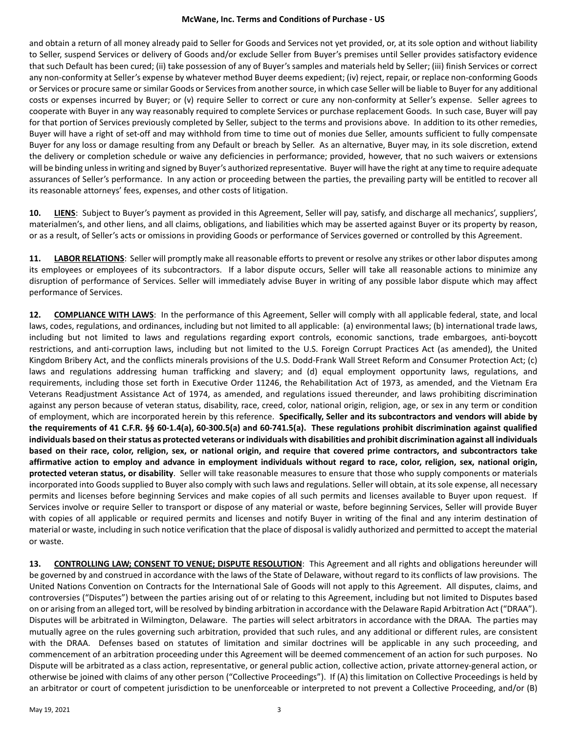and obtain a return of all money already paid to Seller for Goods and Services not yet provided, or, at its sole option and without liability to Seller, suspend Services or delivery of Goods and/or exclude Seller from Buyer's premises until Seller provides satisfactory evidence that such Default has been cured; (ii) take possession of any of Buyer's samples and materials held by Seller; (iii) finish Services or correct any non-conformity at Seller's expense by whatever method Buyer deems expedient; (iv) reject, repair, or replace non-conforming Goods or Services or procure same or similar Goods or Services from another source, in which case Seller will be liable to Buyer for any additional costs or expenses incurred by Buyer; or (v) require Seller to correct or cure any non-conformity at Seller's expense. Seller agrees to cooperate with Buyer in any way reasonably required to complete Services or purchase replacement Goods. In such case, Buyer will pay for that portion of Services previously completed by Seller, subject to the terms and provisions above. In addition to its other remedies, Buyer will have a right of set-off and may withhold from time to time out of monies due Seller, amounts sufficient to fully compensate Buyer for any loss or damage resulting from any Default or breach by Seller. As an alternative, Buyer may, in its sole discretion, extend the delivery or completion schedule or waive any deficiencies in performance; provided, however, that no such waivers or extensions will be binding unless in writing and signed by Buyer's authorized representative. Buyer will have the right at any time to require adequate assurances of Seller's performance. In any action or proceeding between the parties, the prevailing party will be entitled to recover all its reasonable attorneys' fees, expenses, and other costs of litigation.

**10. LIENS**: Subject to Buyer's payment as provided in this Agreement, Seller will pay, satisfy, and discharge all mechanics', suppliers', materialmen's, and other liens, and all claims, obligations, and liabilities which may be asserted against Buyer or its property by reason, or as a result, of Seller's acts or omissions in providing Goods or performance of Services governed or controlled by this Agreement.

**11. LABOR RELATIONS**: Seller will promptly make all reasonable efforts to prevent or resolve any strikes or other labor disputes among its employees or employees of its subcontractors. If a labor dispute occurs, Seller will take all reasonable actions to minimize any disruption of performance of Services. Seller will immediately advise Buyer in writing of any possible labor dispute which may affect performance of Services.

**12. COMPLIANCE WITH LAWS**: In the performance of this Agreement, Seller will comply with all applicable federal, state, and local laws, codes, regulations, and ordinances, including but not limited to all applicable: (a) environmental laws; (b) international trade laws, including but not limited to laws and regulations regarding export controls, economic sanctions, trade embargoes, anti-boycott restrictions, and anti-corruption laws, including but not limited to the U.S. Foreign Corrupt Practices Act (as amended), the United Kingdom Bribery Act, and the conflicts minerals provisions of the U.S. Dodd-Frank Wall Street Reform and Consumer Protection Act; (c) laws and regulations addressing human trafficking and slavery; and (d) equal employment opportunity laws, regulations, and requirements, including those set forth in Executive Order 11246, the Rehabilitation Act of 1973, as amended, and the Vietnam Era Veterans Readjustment Assistance Act of 1974, as amended, and regulations issued thereunder, and laws prohibiting discrimination against any person because of veteran status, disability, race, creed, color, national origin, religion, age, or sex in any term or condition of employment, which are incorporated herein by this reference. **Specifically, Seller and its subcontractors and vendors will abide by the requirements of 41 C.F.R. §§ 60-1.4(a), 60-300.5(a) and 60-741.5(a). These regulations prohibit discrimination against qualified individuals based on their status as protected veterans or individuals with disabilities and prohibit discrimination against all individuals based on their race, color, religion, sex, or national origin, and require that covered prime contractors, and subcontractors take affirmative action to employ and advance in employment individuals without regard to race, color, religion, sex, national origin, protected veteran status, or disability**. Seller will take reasonable measures to ensure that those who supply components or materials incorporated into Goods supplied to Buyer also comply with such laws and regulations. Seller will obtain, at its sole expense, all necessary permits and licenses before beginning Services and make copies of all such permits and licenses available to Buyer upon request. If Services involve or require Seller to transport or dispose of any material or waste, before beginning Services, Seller will provide Buyer with copies of all applicable or required permits and licenses and notify Buyer in writing of the final and any interim destination of material or waste, including in such notice verification that the place of disposal is validly authorized and permitted to accept the material or waste.

**13. CONTROLLING LAW; CONSENT TO VENUE; DISPUTE RESOLUTION**: This Agreement and all rights and obligations hereunder will be governed by and construed in accordance with the laws of the State of Delaware, without regard to its conflicts of law provisions. The United Nations Convention on Contracts for the International Sale of Goods will not apply to this Agreement. All disputes, claims, and controversies ("Disputes") between the parties arising out of or relating to this Agreement, including but not limited to Disputes based on or arising from an alleged tort, will be resolved by binding arbitration in accordance with the Delaware Rapid Arbitration Act ("DRAA"). Disputes will be arbitrated in Wilmington, Delaware. The parties will select arbitrators in accordance with the DRAA. The parties may mutually agree on the rules governing such arbitration, provided that such rules, and any additional or different rules, are consistent with the DRAA. Defenses based on statutes of limitation and similar doctrines will be applicable in any such proceeding, and commencement of an arbitration proceeding under this Agreement will be deemed commencement of an action for such purposes. No Dispute will be arbitrated as a class action, representative, or general public action, collective action, private attorney-general action, or otherwise be joined with claims of any other person ("Collective Proceedings"). If (A) this limitation on Collective Proceedings is held by an arbitrator or court of competent jurisdiction to be unenforceable or interpreted to not prevent a Collective Proceeding, and/or (B)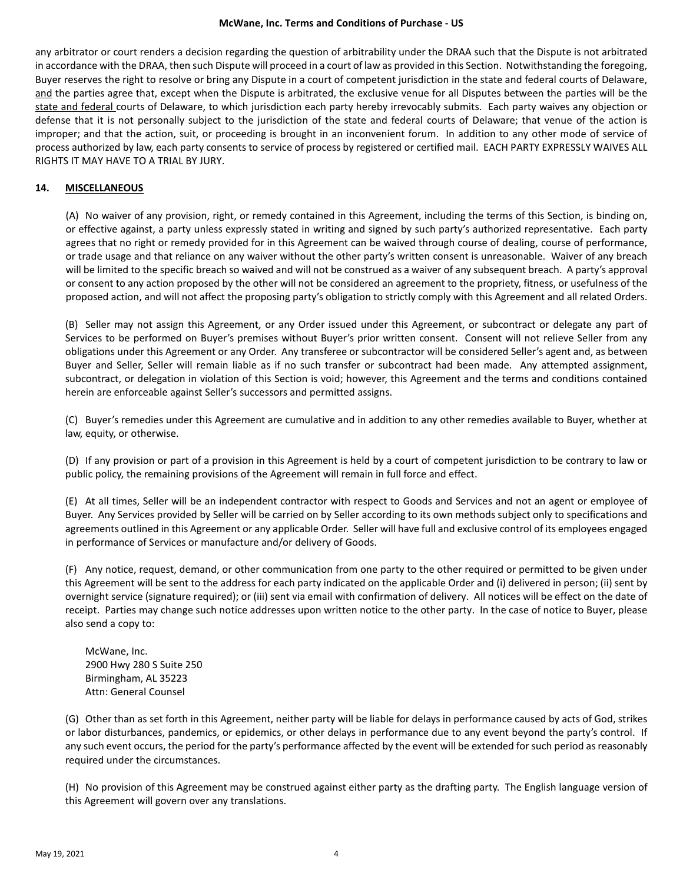any arbitrator or court renders a decision regarding the question of arbitrability under the DRAA such that the Dispute is not arbitrated in accordance with the DRAA, then such Dispute will proceed in a court of law as provided in this Section. Notwithstanding the foregoing, Buyer reserves the right to resolve or bring any Dispute in a court of competent jurisdiction in the state and federal courts of Delaware, and the parties agree that, except when the Dispute is arbitrated, the exclusive venue for all Disputes between the parties will be the state and federal courts of Delaware, to which jurisdiction each party hereby irrevocably submits. Each party waives any objection or defense that it is not personally subject to the jurisdiction of the state and federal courts of Delaware; that venue of the action is improper; and that the action, suit, or proceeding is brought in an inconvenient forum. In addition to any other mode of service of process authorized by law, each party consents to service of process by registered or certified mail. EACH PARTY EXPRESSLY WAIVES ALL RIGHTS IT MAY HAVE TO A TRIAL BY JURY.

## 14. MISCELLANEOUS

(A) No waiver of any provision, right, or remedy contained in this Agreement, including the terms of this Section, is binding on, or effective against, a party unless expressly stated in writing and signed by such party's authorized representative. Each party agrees that no right or remedy provided for in this Agreement can be waived through course of dealing, course of performance, or trade usage and that reliance on any waiver without the other party's written consent is unreasonable. Waiver of any breach will be limited to the specific breach so waived and will not be construed as a waiver of any subsequent breach. A party's approval or consent to any action proposed by the other will not be considered an agreement to the propriety, fitness, or usefulness of the proposed action, and will not affect the proposing party's obligation to strictly comply with this Agreement and all related Orders.

(B) Seller may not assign this Agreement, or any Order issued under this Agreement, or subcontract or delegate any part of Services to be performed on Buyer's premises without Buyer's prior written consent. Consent will not relieve Seller from any obligations under this Agreement or any Order. Any transferee or subcontractor will be considered Seller's agent and, as between Buyer and Seller, Seller will remain liable as if no such transfer or subcontract had been made. Any attempted assignment, subcontract, or delegation in violation of this Section is void; however, this Agreement and the terms and conditions contained herein are enforceable against Seller's successors and permitted assigns.

(C) Buyer's remedies under this Agreement are cumulative and in addition to any other remedies available to Buyer, whether at law, equity, or otherwise.

(D) If any provision or part of a provision in this Agreement is held by a court of competent jurisdiction to be contrary to law or public policy, the remaining provisions of the Agreement will remain in full force and effect.

(E) At all times, Seller will be an independent contractor with respect to Goods and Services and not an agent or employee of Buyer. Any Services provided by Seller will be carried on by Seller according to its own methods subject only to specifications and agreements outlined in this Agreement or any applicable Order. Seller will have full and exclusive control of its employees engaged in performance of Services or manufacture and/or delivery of Goods.

(F) Any notice, request, demand, or other communication from one party to the other required or permitted to be given under this Agreement will be sent to the address for each party indicated on the applicable Order and (i) delivered in person; (ii) sent by overnight service (signature required); or (iii) sent via email with confirmation of delivery. All notices will be effect on the date of receipt. Parties may change such notice addresses upon written notice to the other party. In the case of notice to Buyer, please also send a copy to:

McWane, Inc.
2900 Hwy 280 S Suite 250
Birmingham, AL 35223
Attn: General Counsel

(G) Other than as set forth in this Agreement, neither party will be liable for delays in performance caused by acts of God, strikes or labor disturbances, pandemics, or epidemics, or other delays in performance due to any event beyond the party's control. If any such event occurs, the period for the party's performance affected by the event will be extended for such period as reasonably required under the circumstances.

(H) No provision of this Agreement may be construed against either party as the drafting party. The English language version of this Agreement will govern over any translations.